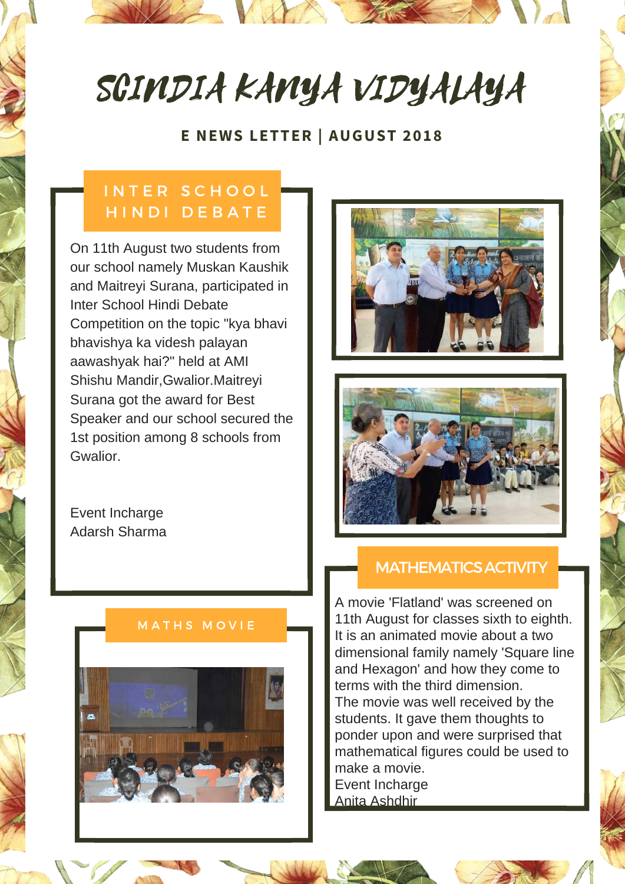# SCINDIA KANYA VIDYALAYA

**E NEWS LETTER | AUGUST 2018**

## INTER SCHOOL HINDI DEBATE

On 11th August two students from our school namely Muskan Kaushik and Maitreyi Surana, participated in Inter School Hindi Debate Competition on the topic "kya bhavi bhavishya ka videsh palayan aawashyak hai?" held at AMI Shishu Mandir,Gwalior.Maitreyi Surana got the award for Best Speaker and our school secured the 1st position among 8 schools from Gwalior.

Event Incharge
Adarsh Sharma

## MATHS MOVIE

## MATHEMATICS ACTIVITY

A movie 'Flatland' was screened on 11th August for classes sixth to eighth. It is an animated movie about a two dimensional family namely 'Square line and Hexagon' and how they come to terms with the third dimension.
The movie was well received by the students. It gave them thoughts to ponder upon and were surprised that mathematical figures could be used to make a movie.
Event Incharge
Anita Ashdhir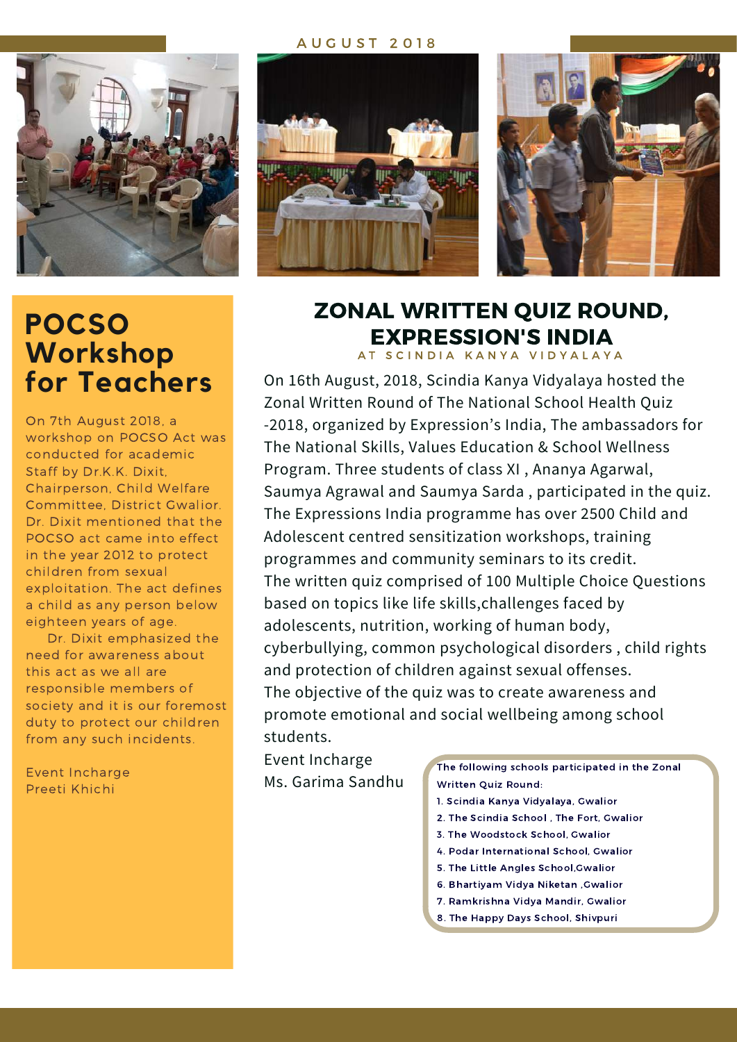AUGUST 2018

# POCSO Workshop for Teachers

On 7th August 2018, a workshop on POCSO Act was conducted for academic Staff by Dr.K.K. Dixit, Chairperson, Child Welfare Committee, District Gwalior. Dr. Dixit mentioned that the POCSO act came into effect in the year 2012 to protect children from sexual exploitation. The act defines a child as any person below eighteen years of age.

Dr. Dixit emphasized the need for awareness about this act as we all are responsible members of society and it is our foremost duty to protect our children from any such incidents.

Event Incharge
Preeti Khichi

# ZONAL WRITTEN QUIZ ROUND, EXPRESSION'S INDIA

AT SCINDIA KANYA VIDYALAYA

On 16th August, 2018, Scindia Kanya Vidyalaya hosted the Zonal Written Round of The National School Health Quiz -2018, organized by Expression's India, The ambassadors for The National Skills, Values Education & School Wellness Program. Three students of class XI , Ananya Agarwal, Saumya Agrawal and Saumya Sarda , participated in the quiz. The Expressions India programme has over 2500 Child and Adolescent centred sensitization workshops, training programmes and community seminars to its credit.

The written quiz comprised of 100 Multiple Choice Questions based on topics like life skills,challenges faced by adolescents, nutrition, working of human body, cyberbullying, common psychological disorders , child rights and protection of children against sexual offenses.

The objective of the quiz was to create awareness and promote emotional and social wellbeing among school students.

Event Incharge
Ms. Garima Sandhu

The following schools participated in the Zonal Written Quiz Round:

1. Scindia Kanya Vidyalaya, Gwalior
2. The Scindia School , The Fort, Gwalior
3. The Woodstock School, Gwalior
4. Podar International School, Gwalior
5. The Little Angles School,Gwalior
6. Bhartiyam Vidya Niketan ,Gwalior
7. Ramkrishna Vidya Mandir, Gwalior
8. The Happy Days School, Shivpuri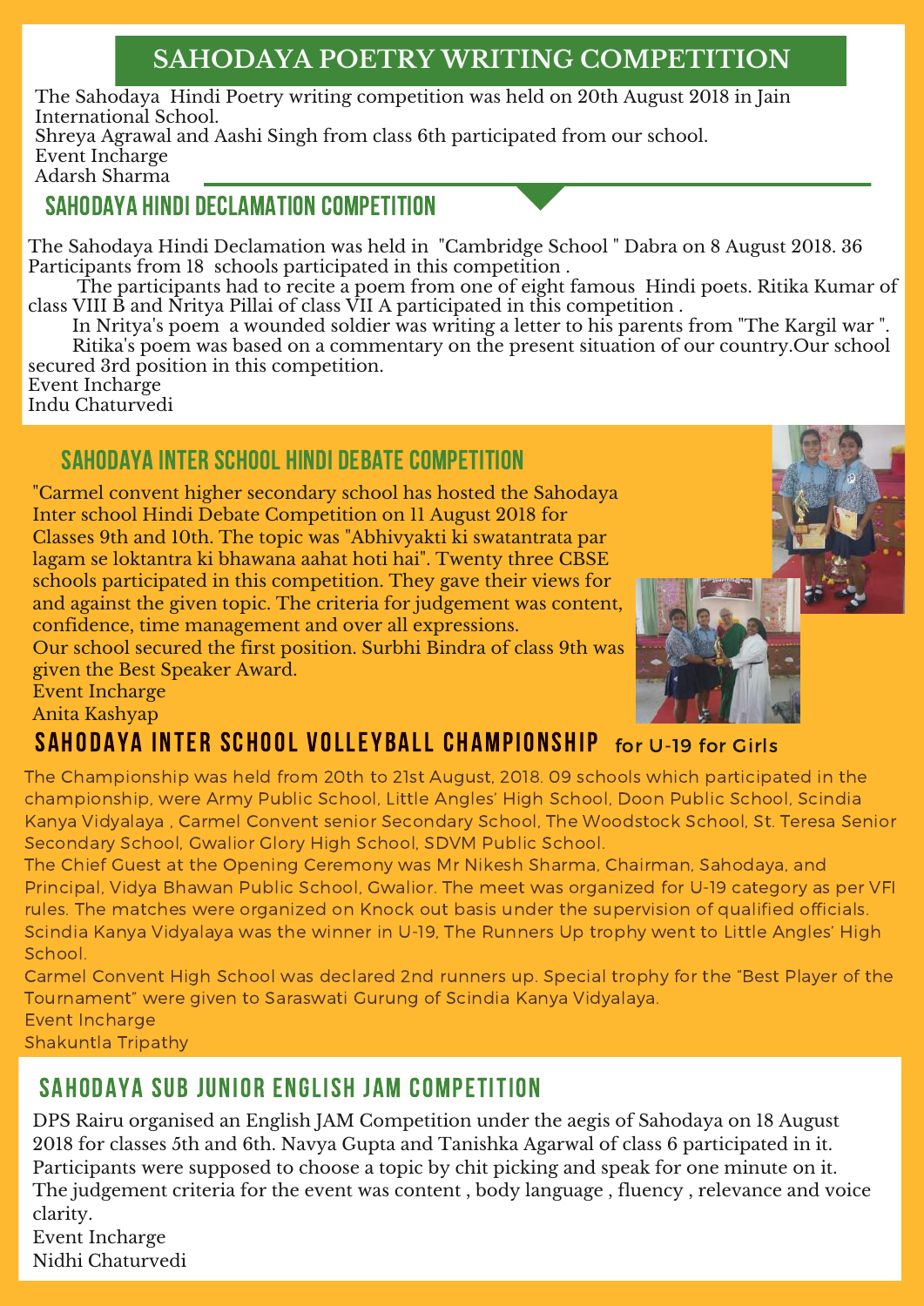## SAHODAYA POETRY WRITING COMPETITION

The Sahodaya Hindi Poetry writing competition was held on 20th August 2018 in Jain International School.
Shreya Agrawal and Aashi Singh from class 6th participated from our school.
Event Incharge
Adarsh Sharma

## SAHODAYA HINDI DECLAMATION COMPETITION

The Sahodaya Hindi Declamation was held in "Cambridge School " Dabra on 8 August 2018. 36 Participants from 18 schools participated in this competition .

The participants had to recite a poem from one of eight famous Hindi poets. Ritika Kumar of class VIII B and Nritya Pillai of class VII A participated in this competition .

In Nritya's poem a wounded soldier was writing a letter to his parents from "The Kargil war ".

Ritika's poem was based on a commentary on the present situation of our country.Our school secured 3rd position in this competition.

Event Incharge
Indu Chaturvedi

## SAHODAYA INTER SCHOOL HINDI DEBATE COMPETITION

"Carmel convent higher secondary school has hosted the Sahodaya Inter school Hindi Debate Competition on 11 August 2018 for Classes 9th and 10th. The topic was "Abhivyakti ki swatantrata par lagam se loktantra ki bhawana aahat hoti hai". Twenty three CBSE schools participated in this competition. They gave their views for and against the given topic. The criteria for judgement was content, confidence, time management and over all expressions.
Our school secured the first position. Surbhi Bindra of class 9th was given the Best Speaker Award.
Event Incharge
Anita Kashyap

## SAHODAYA INTER SCHOOL VOLLEYBALL CHAMPIONSHIP for U-19 for Girls

The Championship was held from 20th to 21st August, 2018. 09 schools which participated in the championship, were Army Public School, Little Angles' High School, Doon Public School, Scindia Kanya Vidyalaya , Carmel Convent senior Secondary School, The Woodstock School, St. Teresa Senior Secondary School, Gwalior Glory High School, SDVM Public School.
The Chief Guest at the Opening Ceremony was Mr Nikesh Sharma, Chairman, Sahodaya, and Principal, Vidya Bhawan Public School, Gwalior. The meet was organized for U-19 category as per VFI rules. The matches were organized on Knock out basis under the supervision of qualified officials. Scindia Kanya Vidyalaya was the winner in U-19, The Runners Up trophy went to Little Angles' High School.
Carmel Convent High School was declared 2nd runners up. Special trophy for the "Best Player of the Tournament" were given to Saraswati Gurung of Scindia Kanya Vidyalaya.
Event Incharge
Shakuntla Tripathy

## SAHODAYA SUB JUNIOR ENGLISH JAM COMPETITION

DPS Rairu organised an English JAM Competition under the aegis of Sahodaya on 18 August 2018 for classes 5th and 6th. Navya Gupta and Tanishka Agarwal of class 6 participated in it. Participants were supposed to choose a topic by chit picking and speak for one minute on it. The judgement criteria for the event was content , body language , fluency , relevance and voice clarity.
Event Incharge
Nidhi Chaturvedi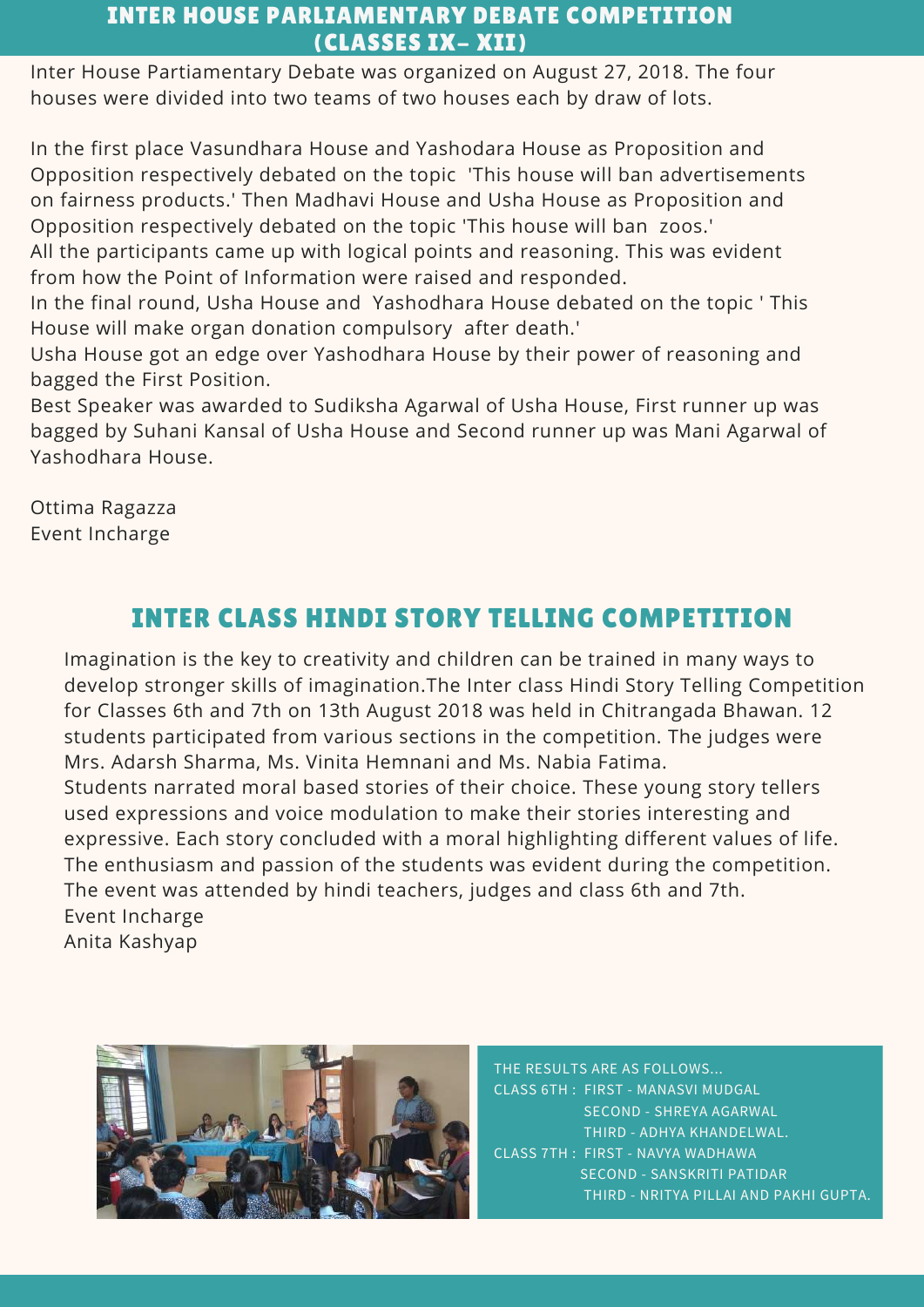## INTER HOUSE PARLIAMENTARY DEBATE COMPETITION (CLASSES IX– XII)

Inter House Partiamentary Debate was organized on August 27, 2018. The four houses were divided into two teams of two houses each by draw of lots.

In the first place Vasundhara House and Yashodara House as Proposition and Opposition respectively debated on the topic 'This house will ban advertisements on fairness products.' Then Madhavi House and Usha House as Proposition and Opposition respectively debated on the topic 'This house will ban zoos.'
All the participants came up with logical points and reasoning. This was evident from how the Point of Information were raised and responded.
In the final round, Usha House and Yashodhara House debated on the topic ' This House will make organ donation compulsory after death.'
Usha House got an edge over Yashodhara House by their power of reasoning and bagged the First Position.
Best Speaker was awarded to Sudiksha Agarwal of Usha House, First runner up was bagged by Suhani Kansal of Usha House and Second runner up was Mani Agarwal of Yashodhara House.

Ottima Ragazza
Event Incharge

## INTER CLASS HINDI STORY TELLING COMPETITION

Imagination is the key to creativity and children can be trained in many ways to develop stronger skills of imagination.The Inter class Hindi Story Telling Competition for Classes 6th and 7th on 13th August 2018 was held in Chitrangada Bhawan. 12 students participated from various sections in the competition. The judges were Mrs. Adarsh Sharma, Ms. Vinita Hemnani and Ms. Nabia Fatima.
Students narrated moral based stories of their choice. These young story tellers used expressions and voice modulation to make their stories interesting and expressive. Each story concluded with a moral highlighting different values of life. The enthusiasm and passion of the students was evident during the competition. The event was attended by hindi teachers, judges and class 6th and 7th.
Event Incharge
Anita Kashyap

THE RESULTS ARE AS FOLLOWS...
CLASS 6TH : FIRST - MANASVI MUDGAL
SECOND - SHREYA AGARWAL
THIRD - ADHYA KHANDELWAL.
CLASS 7TH : FIRST - NAVYA WADHAWA
SECOND - SANSKRITI PATIDAR
THIRD - NRITYA PILLAI AND PAKHI GUPTA.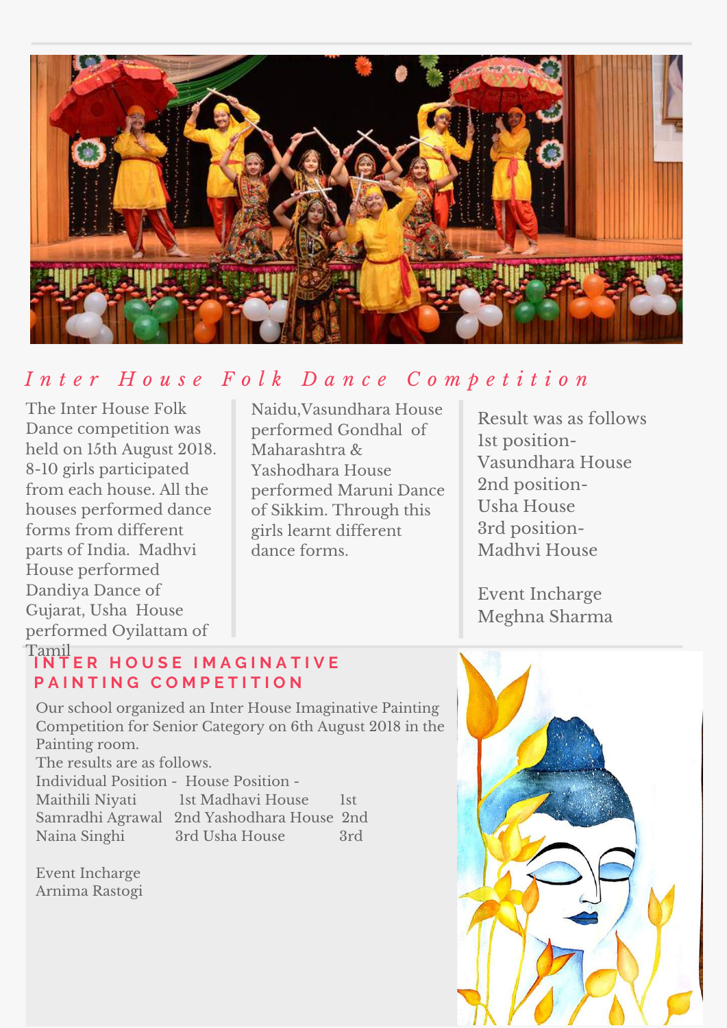## *Inter House Folk Dance Competition*

The Inter House Folk Dance competition was held on 15th August 2018. 8-10 girls participated from each house. All the houses performed dance forms from different parts of India. Madhvi House performed Dandiya Dance of Gujarat, Usha House performed Oyilattam of Tamil Naidu,Vasundhara House performed Gondhal of Maharashtra & Yashodhara House performed Maruni Dance of Sikkim. Through this girls learnt different dance forms.

Result was as follows
1st position- Vasundhara House
2nd position- Usha House
3rd position- Madhvi House

Event Incharge
Meghna Sharma

## INTER HOUSE IMAGINATIVE PAINTING COMPETITION

Our school organized an Inter House Imaginative Painting Competition for Senior Category on 6th August 2018 in the Painting room.
The results are as follows.

| Individual Position - | | House Position - | |
|---|---|---|---|
| Maithili Niyati | 1st | Madhavi House | 1st |
| Samradhi Agrawal | 2nd | Yashodhara House | 2nd |
| Naina Singhi | 3rd | Usha House | 3rd |

Event Incharge
Arnima Rastogi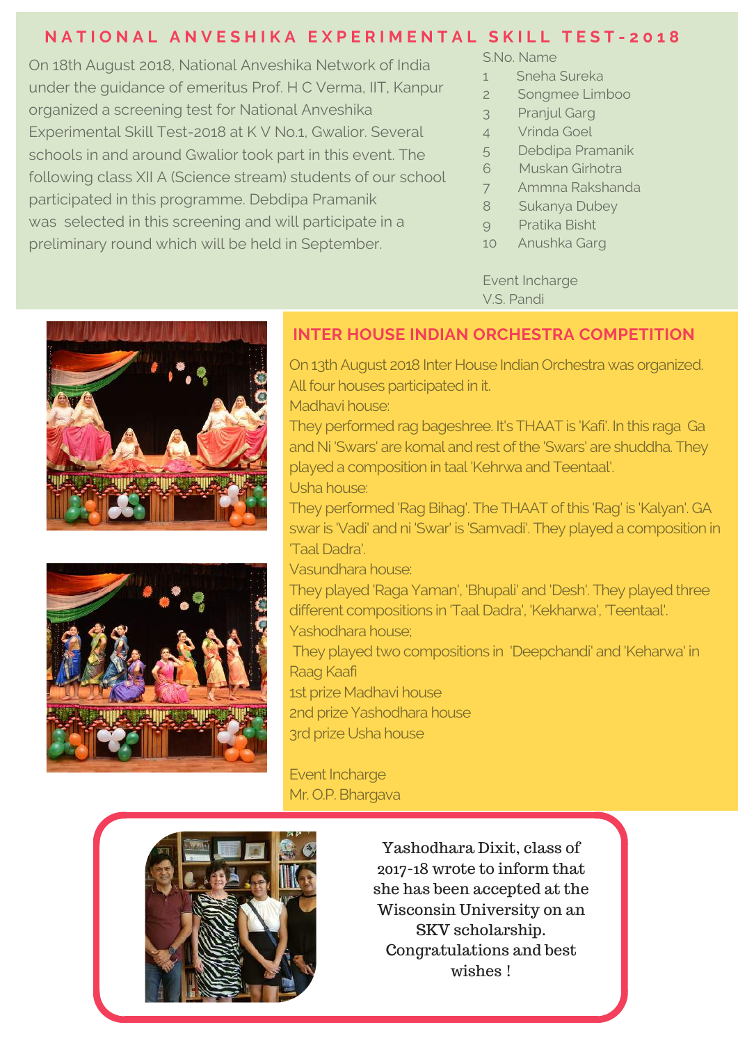## NATIONAL ANVESHIKA EXPERIMENTAL SKILL TEST-2018

On 18th August 2018, National Anveshika Network of India under the guidance of emeritus Prof. H C Verma, IIT, Kanpur organized a screening test for National Anveshika Experimental Skill Test-2018 at K V No.1, Gwalior. Several schools in and around Gwalior took part in this event. The following class XII A (Science stream) students of our school participated in this programme. Debdipa Pramanik was selected in this screening and will participate in a preliminary round which will be held in September.

| S.No. | Name |
|---|---|
| 1 | Sneha Sureka |
| 2 | Songmee Limboo |
| 3 | Pranjul Garg |
| 4 | Vrinda Goel |
| 5 | Debdipa Pramanik |
| 6 | Muskan Girhotra |
| 7 | Ammna Rakshanda |
| 8 | Sukanya Dubey |
| 9 | Pratika Bisht |
| 10 | Anushka Garg |

Event Incharge
V.S. Pandi

## INTER HOUSE INDIAN ORCHESTRA COMPETITION

On 13th August 2018 Inter House Indian Orchestra was organized. All four houses participated in it.

Madhavi house:
They performed rag bageshree. It's THAAT is 'Kafi'. In this raga Ga and Ni 'Swars' are komal and rest of the 'Swars' are shuddha. They played a composition in taal 'Kehrwa and Teentaal'.

Usha house:
They performed 'Rag Bihag'. The THAAT of this 'Rag' is 'Kalyan'. GA swar is 'Vadi' and ni 'Swar' is 'Samvadi'. They played a composition in 'Taal Dadra'.

Vasundhara house:
They played 'Raga Yaman', 'Bhupali' and 'Desh'. They played three different compositions in 'Taal Dadra', 'Kekharwa', 'Teentaal'.

Yashodhara house;
They played two compositions in 'Deepchandi' and 'Keharwa' in Raag Kaafi

1st prize Madhavi house
2nd prize Yashodhara house
3rd prize Usha house

Event Incharge
Mr. O.P. Bhargava

Yashodhara Dixit, class of 2017-18 wrote to inform that she has been accepted at the Wisconsin University on an SKV scholarship. Congratulations and best wishes !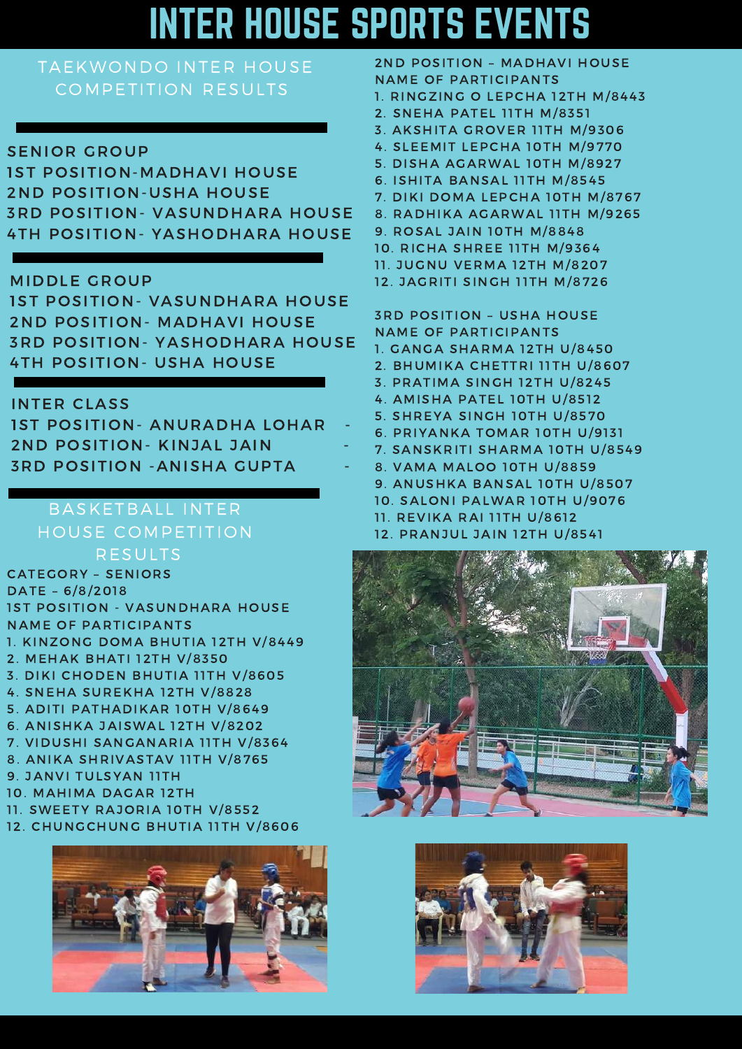# INTER HOUSE SPORTS EVENTS

## TAEKWONDO INTER HOUSE COMPETITION RESULTS

SENIOR GROUP
1ST POSITION-MADHAVI HOUSE
2ND POSITION-USHA HOUSE
3RD POSITION- VASUNDHARA HOUSE
4TH POSITION- YASHODHARA HOUSE

MIDDLE GROUP
1ST POSITION- VASUNDHARA HOUSE
2ND POSITION- MADHAVI HOUSE
3RD POSITION- YASHODHARA HOUSE
4TH POSITION- USHA HOUSE

INTER CLASS
1ST POSITION- ANURADHA LOHAR -
2ND POSITION- KINJAL JAIN -
3RD POSITION -ANISHA GUPTA -

## BASKETBALL INTER HOUSE COMPETITION RESULTS

CATEGORY – SENIORS
DATE – 6/8/2018
1ST POSITION - VASUNDHARA HOUSE
NAME OF PARTICIPANTS

1. KINZONG DOMA BHUTIA 12TH V/8449
2. MEHAK BHATI 12TH V/8350
3. DIKI CHODEN BHUTIA 11TH V/8605
4. SNEHA SUREKHA 12TH V/8828
5. ADITI PATHADIKAR 10TH V/8649
6. ANISHKA JAISWAL 12TH V/8202
7. VIDUSHI SANGANARIA 11TH V/8364
8. ANIKA SHRIVASTAV 11TH V/8765
9. JANVI TULSYAN 11TH
10. MAHIMA DAGAR 12TH
11. SWEETY RAJORIA 10TH V/8552
12. CHUNGCHUNG BHUTIA 11TH V/8606

2ND POSITION – MADHAVI HOUSE
NAME OF PARTICIPANTS

1. RINGZING O LEPCHA 12TH M/8443
2. SNEHA PATEL 11TH M/8351
3. AKSHITA GROVER 11TH M/9306
4. SLEEMIT LEPCHA 10TH M/9770
5. DISHA AGARWAL 10TH M/8927
6. ISHITA BANSAL 11TH M/8545
7. DIKI DOMA LEPCHA 10TH M/8767
8. RADHIKA AGARWAL 11TH M/9265
9. ROSAL JAIN 10TH M/8848
10. RICHA SHREE 11TH M/9364
11. JUGNU VERMA 12TH M/8207
12. JAGRITI SINGH 11TH M/8726

3RD POSITION – USHA HOUSE
NAME OF PARTICIPANTS

1. GANGA SHARMA 12TH U/8450
2. BHUMIKA CHETTRI 11TH U/8607
3. PRATIMA SINGH 12TH U/8245
4. AMISHA PATEL 10TH U/8512
5. SHREYA SINGH 10TH U/8570
6. PRIYANKA TOMAR 10TH U/9131
7. SANSKRITI SHARMA 10TH U/8549
8. VAMA MALOO 10TH U/8859
9. ANUSHKA BANSAL 10TH U/8507
10. SALONI PALWAR 10TH U/9076
11. REVIKA RAI 11TH U/8612
12. PRANJUL JAIN 12TH U/8541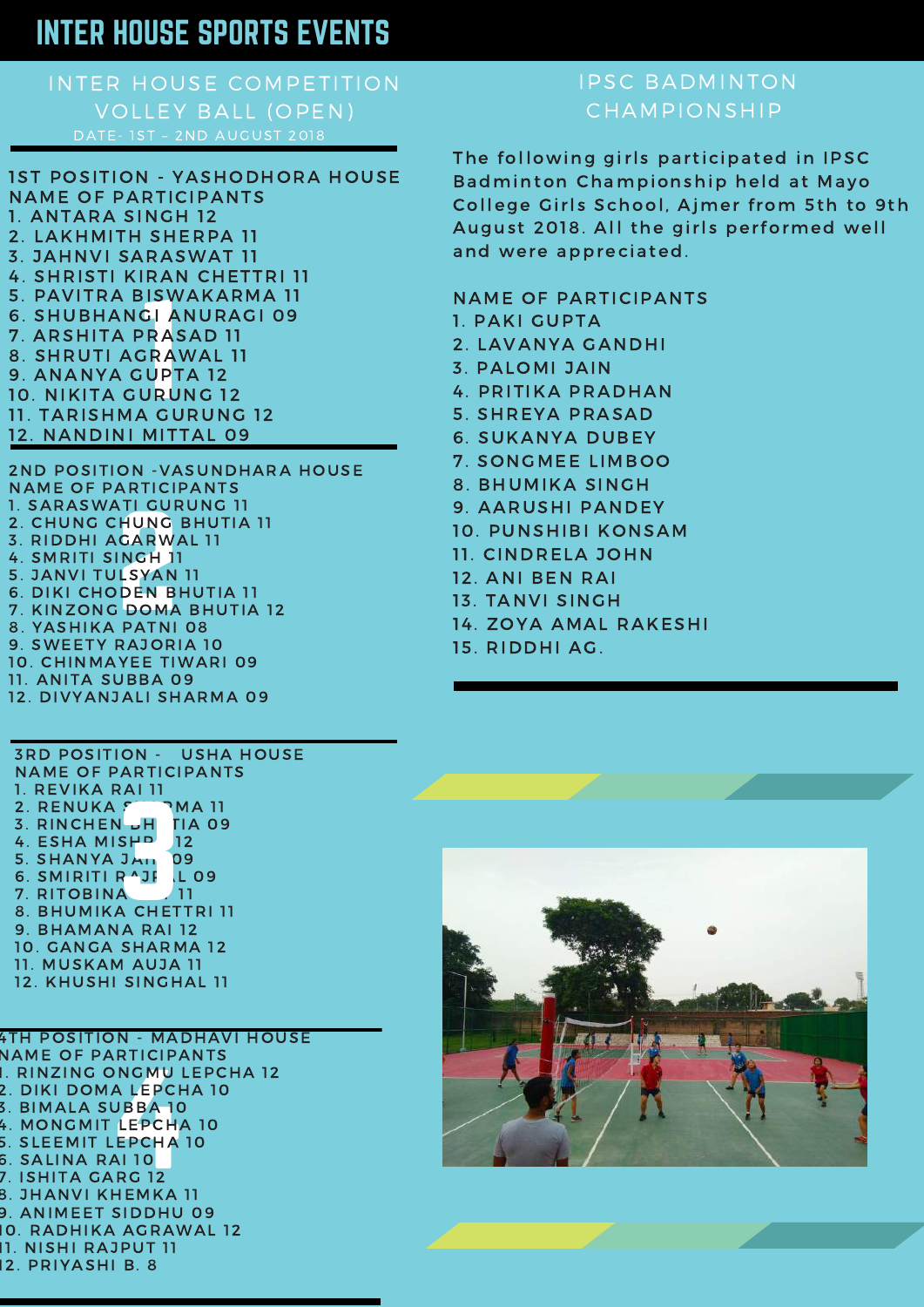# INTER HOUSE SPORTS EVENTS

## INTER HOUSE COMPETITION VOLLEY BALL (OPEN)

DATE- 1ST – 2ND AUGUST 2018

### 1ST POSITION - YASHODHORA HOUSE

NAME OF PARTICIPANTS

1. ANTARA SINGH 12
2. LAKHMITH SHERPA 11
3. JAHNVI SARASWAT 11
4. SHRISTI KIRAN CHETTRI 11
5. PAVITRA BISWAKARMA 11
6. SHUBHANGI ANURAGI 09
7. ARSHITA PRASAD 11
8. SHRUTI AGRAWAL 11
9. ANANYA GUPTA 12
10. NIKITA GURUNG 12
11. TARISHMA GURUNG 12
12. NANDINI MITTAL 09

### 2ND POSITION -VASUNDHARA HOUSE

NAME OF PARTICIPANTS

1. SARASWATI GURUNG 11
2. CHUNG CHUNG BHUTIA 11
3. RIDDHI AGARWAL 11
4. SMRITI SINGH 11
5. JANVI TULSYAN 11
6. DIKI CHODEN BHUTIA 11
7. KINZONG DOMA BHUTIA 12
8. YASHIKA PATNI 08
9. SWEETY RAJORIA 10
10. CHINMAYEE TIWARI 09
11. ANITA SUBBA 09
12. DIVYANJALI SHARMA 09

### 3RD POSITION - USHA HOUSE

NAME OF PARTICIPANTS

1. REVIKA RAI 11
2. RENUKA SHARMA 11
3. RINCHEN BHUTIA 09
4. ESHA MISHRA 12
5. SHANYA JAIN 09
6. SMIRITI RAJPAL 09
7. RITOBINA 11
8. BHUMIKA CHETTRI 11
9. BHAMANA RAI 12
10. GANGA SHARMA 12
11. MUSKAM AUJA 11
12. KHUSHI SINGHAL 11

### 4TH POSITION - MADHAVI HOUSE

NAME OF PARTICIPANTS

1. RINZING ONGMU LEPCHA 12
2. DIKI DOMA LEPCHA 10
3. BIMALA SUBBA 10
4. MONGMIT LEPCHA 10
5. SLEEMIT LEPCHA 10
6. SALINA RAI 10
7. ISHITA GARG 12
8. JHANVI KHEMKA 11
9. ANIMEET SIDDHU 09
10. RADHIKA AGRAWAL 12
11. NISHI RAJPUT 11
12. PRIYASHI B. 8

## IPSC BADMINTON CHAMPIONSHIP

The following girls participated in IPSC Badminton Championship held at Mayo College Girls School, Ajmer from 5th to 9th August 2018. All the girls performed well and were appreciated.

NAME OF PARTICIPANTS

1. PAKI GUPTA
2. LAVANYA GANDHI
3. PALOMI JAIN
4. PRITIKA PRADHAN
5. SHREYA PRASAD
6. SUKANYA DUBEY
7. SONGMEE LIMBOO
8. BHUMIKA SINGH
9. AARUSHI PANDEY
10. PUNSHIBI KONSAM
11. CINDRELA JOHN
12. ANI BEN RAI
13. TANVI SINGH
14. ZOYA AMAL RAKESHI
15. RIDDHI AG.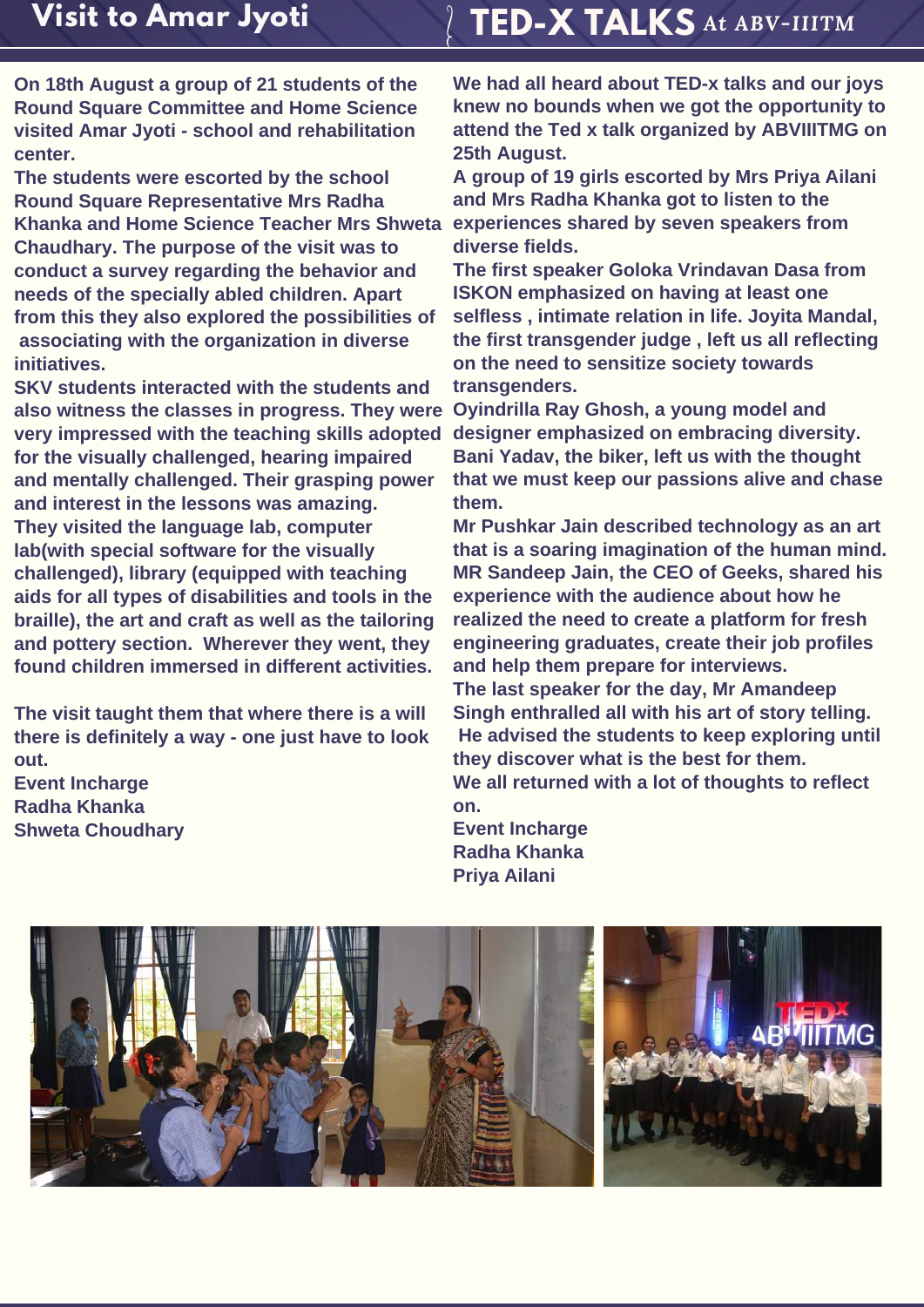## Visit to Amar Jyoti

On 18th August a group of 21 students of the Round Square Committee and Home Science visited Amar Jyoti - school and rehabilitation center.

The students were escorted by the school Round Square Representative Mrs Radha Khanka and Home Science Teacher Mrs Shweta Chaudhary. The purpose of the visit was to conduct a survey regarding the behavior and needs of the specially abled children. Apart from this they also explored the possibilities of associating with the organization in diverse initiatives.

SKV students interacted with the students and also witness the classes in progress. They were very impressed with the teaching skills adopted for the visually challenged, hearing impaired and mentally challenged. Their grasping power and interest in the lessons was amazing.

They visited the language lab, computer lab(with special software for the visually challenged), library (equipped with teaching aids for all types of disabilities and tools in the braille), the art and craft as well as the tailoring and pottery section. Wherever they went, they found children immersed in different activities.

The visit taught them that where there is a will there is definitely a way - one just have to look out.

Event Incharge
Radha Khanka
Shweta Choudhary

## TED-X TALKS At ABV-IIITM

We had all heard about TED-x talks and our joys knew no bounds when we got the opportunity to attend the Ted x talk organized by ABVIIITMG on 25th August.

A group of 19 girls escorted by Mrs Priya Ailani and Mrs Radha Khanka got to listen to the experiences shared by seven speakers from diverse fields.

The first speaker Goloka Vrindavan Dasa from ISKON emphasized on having at least one selfless , intimate relation in life. Joyita Mandal, the first transgender judge , left us all reflecting on the need to sensitize society towards transgenders.

Oyindrilla Ray Ghosh, a young model and designer emphasized on embracing diversity. Bani Yadav, the biker, left us with the thought that we must keep our passions alive and chase them.

Mr Pushkar Jain described technology as an art that is a soaring imagination of the human mind. MR Sandeep Jain, the CEO of Geeks, shared his experience with the audience about how he realized the need to create a platform for fresh engineering graduates, create their job profiles and help them prepare for interviews.

The last speaker for the day, Mr Amandeep Singh enthralled all with his art of story telling. He advised the students to keep exploring until they discover what is the best for them.

We all returned with a lot of thoughts to reflect on.

Event Incharge
Radha Khanka
Priya Ailani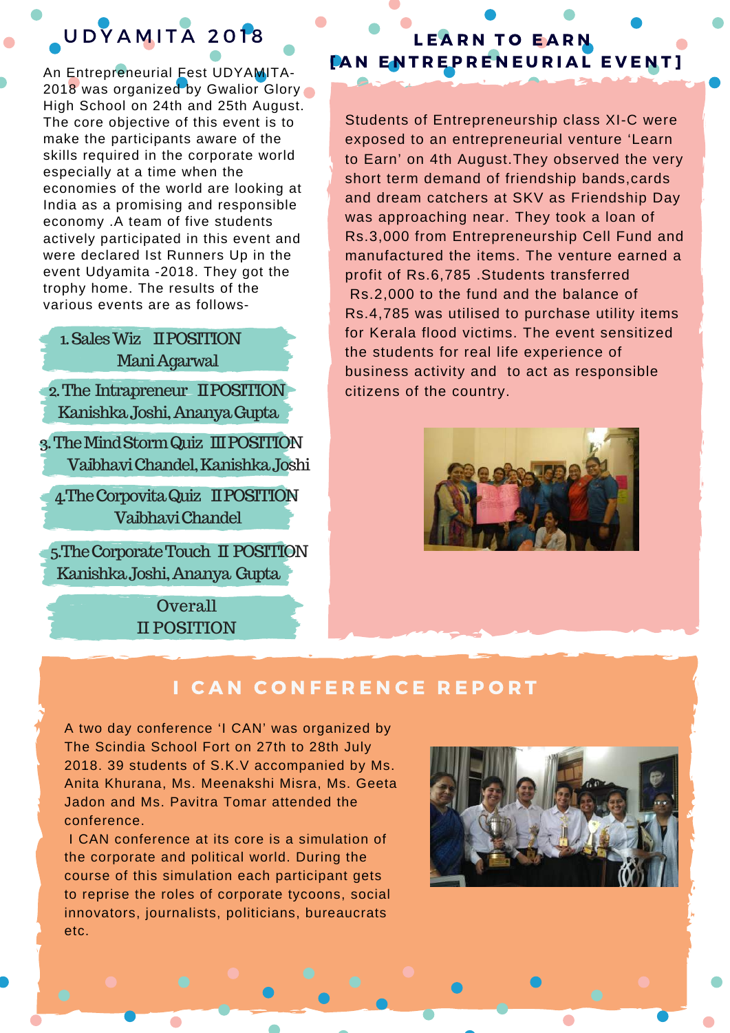## UDYAMITA 2018

An Entrepreneurial Fest UDYAMITA-2018 was organized by Gwalior Glory High School on 24th and 25th August. The core objective of this event is to make the participants aware of the skills required in the corporate world especially at a time when the economies of the world are looking at India as a promising and responsible economy .A team of five students actively participated in this event and were declared Ist Runners Up in the event Udyamita -2018. They got the trophy home. The results of the various events are as follows-

1. Sales Wiz II POSITION
   Mani Agarwal
2. The Intrapreneur II POSITION
   Kanishka Joshi, Ananya Gupta
3. The Mind Storm Quiz III POSITION
   Vaibhavi Chandel, Kanishka Joshi
4. The Corpovita Quiz II POSITION
   Vaibhavi Chandel
5. The Corporate Touch II POSITION
   Kanishka Joshi, Ananya Gupta

Overall
II POSITION

## LEARN TO EARN [AN ENTREPRENEURIAL EVENT]

Students of Entrepreneurship class XI-C were exposed to an entrepreneurial venture 'Learn to Earn' on 4th August.They observed the very short term demand of friendship bands,cards and dream catchers at SKV as Friendship Day was approaching near. They took a loan of Rs.3,000 from Entrepreneurship Cell Fund and manufactured the items. The venture earned a profit of Rs.6,785 .Students transferred Rs.2,000 to the fund and the balance of Rs.4,785 was utilised to purchase utility items for Kerala flood victims. The event sensitized the students for real life experience of business activity and to act as responsible citizens of the country.

## I CAN CONFERENCE REPORT

A two day conference 'I CAN' was organized by The Scindia School Fort on 27th to 28th July 2018. 39 students of S.K.V accompanied by Ms. Anita Khurana, Ms. Meenakshi Misra, Ms. Geeta Jadon and Ms. Pavitra Tomar attended the conference.

I CAN conference at its core is a simulation of the corporate and political world. During the course of this simulation each participant gets to reprise the roles of corporate tycoons, social innovators, journalists, politicians, bureaucrats etc.